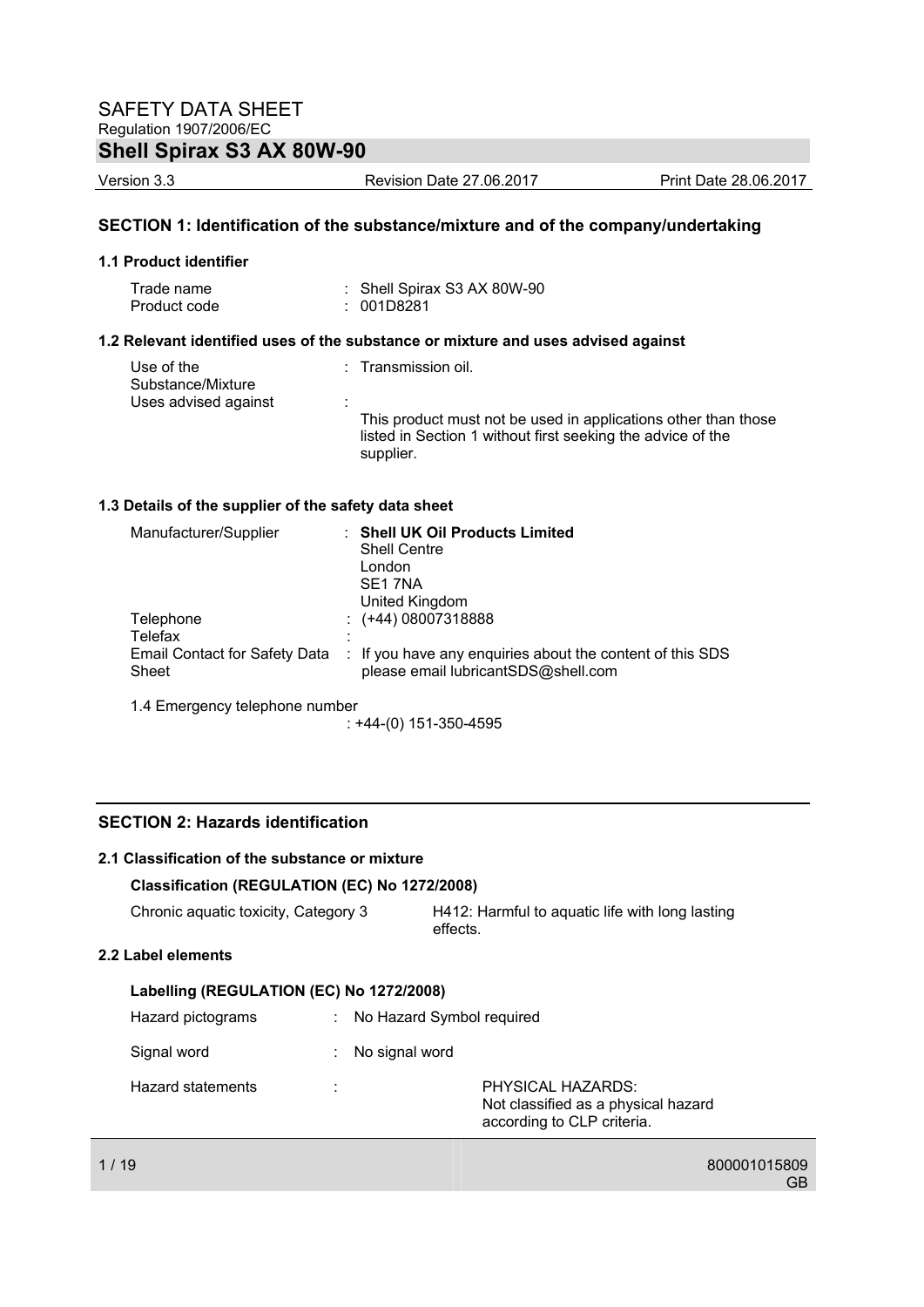# SAFETY DATA SHEET

Regulation 1907/2006/EC

## Shell Spirax S3 AX 80W-90

Version 3.3 | Revision Date 27.06.2017 | Print Date 28.06.2017

### SECTION 1: Identification of the substance/mixture and of the company/undertaking

**1.1 Product identifier**

Trade name : Shell Spirax S3 AX 80W-90
Product code : 001D8281

**1.2 Relevant identified uses of the substance or mixture and uses advised against**

Use of the Substance/Mixture : Transmission oil.

Uses advised against : This product must not be used in applications other than those listed in Section 1 without first seeking the advice of the supplier.

**1.3 Details of the supplier of the safety data sheet**

Manufacturer/Supplier : **Shell UK Oil Products Limited**
Shell Centre
London
SE1 7NA
United Kingdom

Telephone : (+44) 08007318888

Telefax :

Email Contact for Safety Data Sheet : If you have any enquiries about the content of this SDS please email lubricantSDS@shell.com

1.4 Emergency telephone number
: +44-(0) 151-350-4595

### SECTION 2: Hazards identification

**2.1 Classification of the substance or mixture**

**Classification (REGULATION (EC) No 1272/2008)**

Chronic aquatic toxicity, Category 3 — H412: Harmful to aquatic life with long lasting effects.

**2.2 Label elements**

**Labelling (REGULATION (EC) No 1272/2008)**

Hazard pictograms : No Hazard Symbol required

Signal word : No signal word

Hazard statements : PHYSICAL HAZARDS:
Not classified as a physical hazard according to CLP criteria.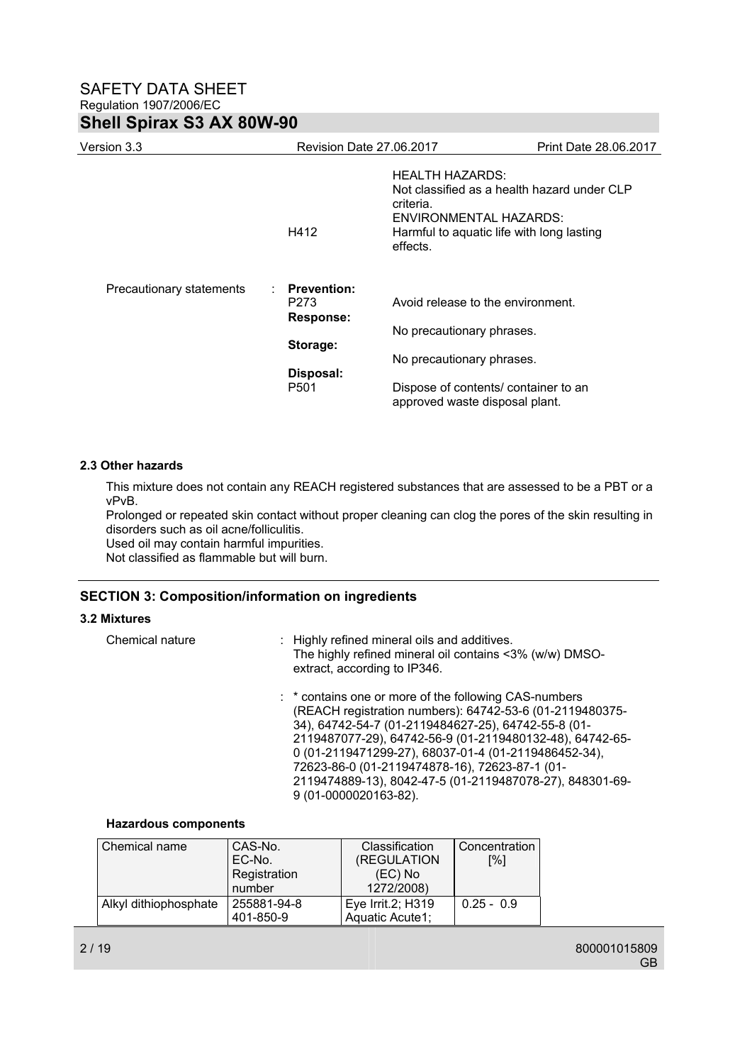| | | | |
|---|---|---|---|
| | | H412 | HEALTH HAZARDS:<br>Not classified as a health hazard under CLP criteria.<br>ENVIRONMENTAL HAZARDS:<br>Harmful to aquatic life with long lasting effects. |
| Precautionary statements | : | **Prevention:**<br>P273 | Avoid release to the environment. |
| | | **Response:** | No precautionary phrases. |
| | | **Storage:** | No precautionary phrases. |
| | | **Disposal:**<br>P501 | Dispose of contents/ container to an approved waste disposal plant. |

### 2.3 Other hazards

This mixture does not contain any REACH registered substances that are assessed to be a PBT or a vPvB.
Prolonged or repeated skin contact without proper cleaning can clog the pores of the skin resulting in disorders such as oil acne/folliculitis.
Used oil may contain harmful impurities.
Not classified as flammable but will burn.

## SECTION 3: Composition/information on ingredients

### 3.2 Mixtures

Chemical nature : Highly refined mineral oils and additives.
The highly refined mineral oil contains <3% (w/w) DMSO-extract, according to IP346.

: * contains one or more of the following CAS-numbers (REACH registration numbers): 64742-53-6 (01-2119480375-34), 64742-54-7 (01-2119484627-25), 64742-55-8 (01-2119487077-29), 64742-56-9 (01-2119480132-48), 64742-65-0 (01-2119471299-27), 68037-01-4 (01-2119486452-34), 72623-86-0 (01-2119474878-16), 72623-87-1 (01-2119474889-13), 8042-47-5 (01-2119487078-27), 848301-69-9 (01-0000020163-82).

**Hazardous components**

| Chemical name | CAS-No.<br>EC-No.<br>Registration number | Classification (REGULATION (EC) No 1272/2008) | Concentration [%] |
|---|---|---|---|
| Alkyl dithiophosphate | 255881-94-8<br>401-850-9 | Eye Irrit.2; H319<br>Aquatic Acute1; | 0.25 - 0.9 |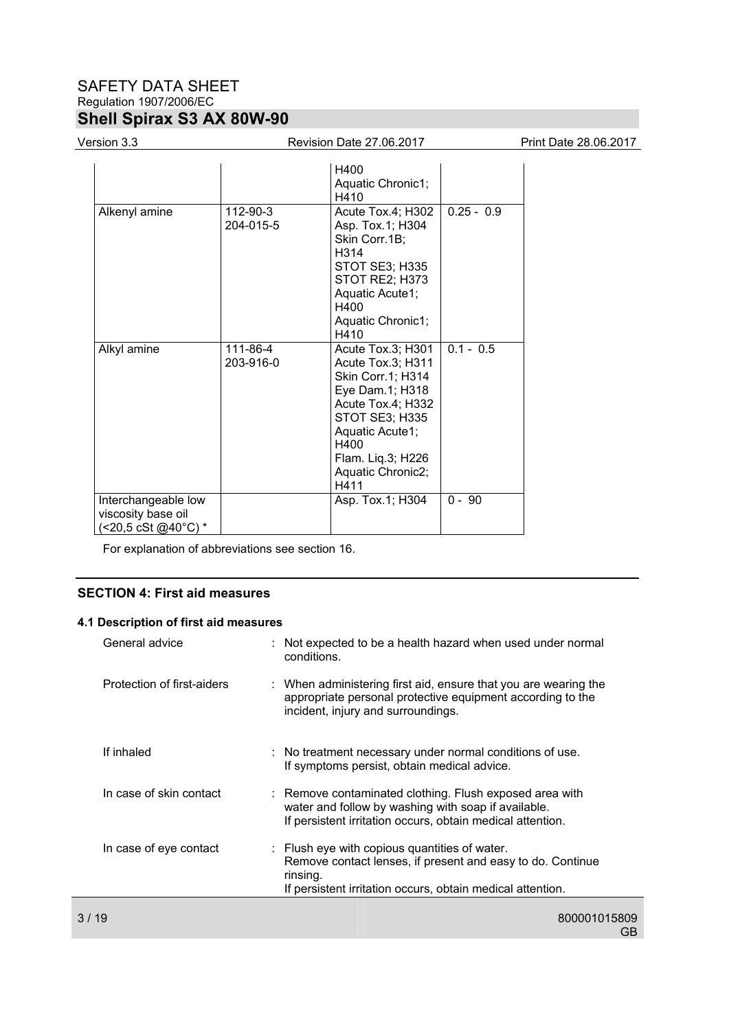| | | H400<br>Aquatic Chronic1; H410 | |
|---|---|---|---|
| Alkenyl amine | 112-90-3<br>204-015-5 | Acute Tox.4; H302<br>Asp. Tox.1; H304<br>Skin Corr.1B; H314<br>STOT SE3; H335<br>STOT RE2; H373<br>Aquatic Acute1; H400<br>Aquatic Chronic1; H410 | 0.25 - 0.9 |
| Alkyl amine | 111-86-4<br>203-916-0 | Acute Tox.3; H301<br>Acute Tox.3; H311<br>Skin Corr.1; H314<br>Eye Dam.1; H318<br>Acute Tox.4; H332<br>STOT SE3; H335<br>Aquatic Acute1; H400<br>Flam. Liq.3; H226<br>Aquatic Chronic2; H411 | 0.1 - 0.5 |
| Interchangeable low viscosity base oil (<20,5 cSt @40°C) * | | Asp. Tox.1; H304 | 0 - 90 |

For explanation of abbreviations see section 16.

## SECTION 4: First aid measures

### 4.1 Description of first aid measures

General advice : Not expected to be a health hazard when used under normal conditions.

Protection of first-aiders : When administering first aid, ensure that you are wearing the appropriate personal protective equipment according to the incident, injury and surroundings.

If inhaled : No treatment necessary under normal conditions of use. If symptoms persist, obtain medical advice.

In case of skin contact : Remove contaminated clothing. Flush exposed area with water and follow by washing with soap if available. If persistent irritation occurs, obtain medical attention.

In case of eye contact : Flush eye with copious quantities of water. Remove contact lenses, if present and easy to do. Continue rinsing. If persistent irritation occurs, obtain medical attention.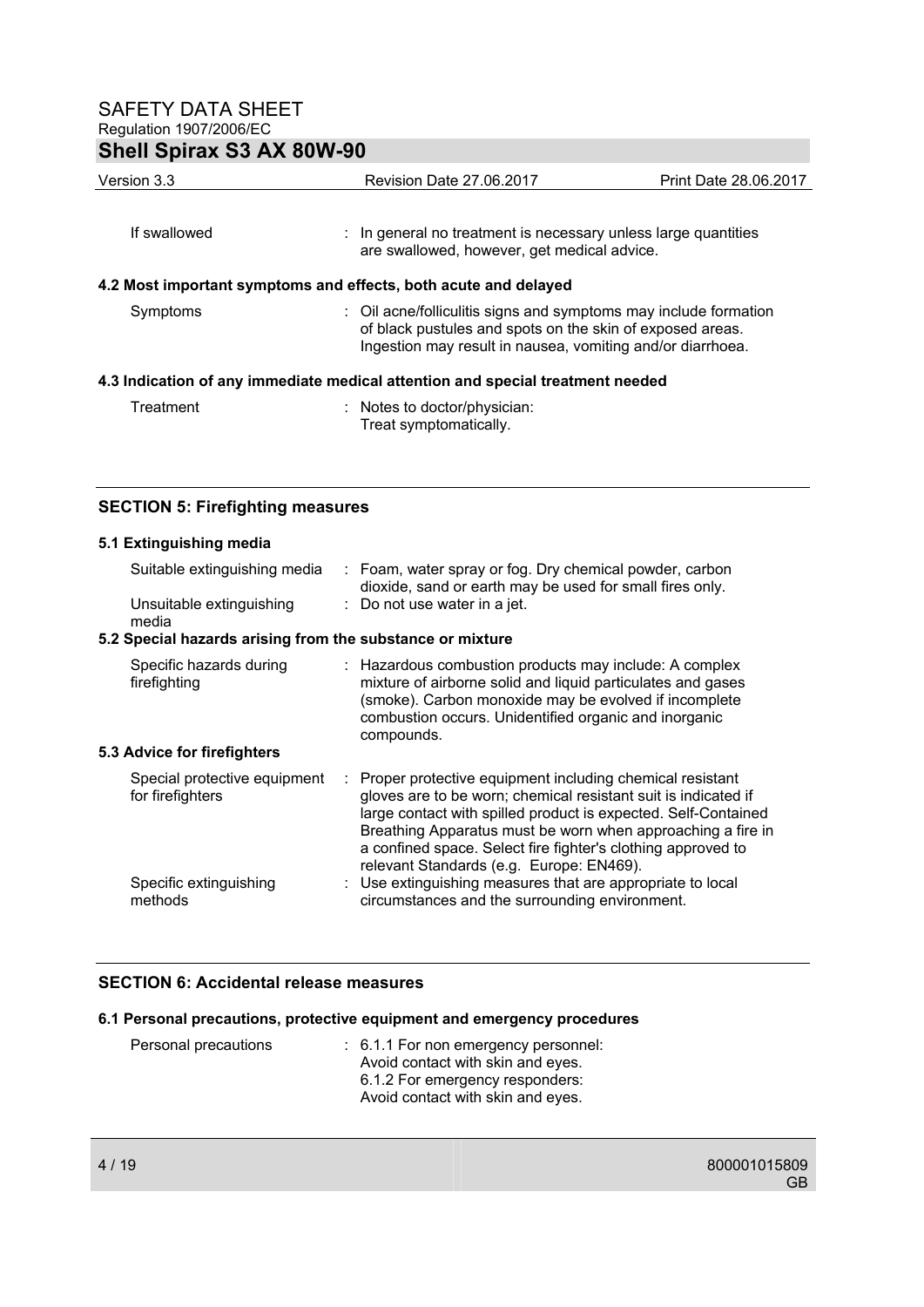| | |
|---|---|
| If swallowed | : In general no treatment is necessary unless large quantities are swallowed, however, get medical advice. |

**4.2 Most important symptoms and effects, both acute and delayed**

| | |
|---|---|
| Symptoms | : Oil acne/folliculitis signs and symptoms may include formation of black pustules and spots on the skin of exposed areas. Ingestion may result in nausea, vomiting and/or diarrhoea. |

**4.3 Indication of any immediate medical attention and special treatment needed**

| | |
|---|---|
| Treatment | : Notes to doctor/physician: Treat symptomatically. |

## SECTION 5: Firefighting measures

**5.1 Extinguishing media**

| | |
|---|---|
| Suitable extinguishing media | : Foam, water spray or fog. Dry chemical powder, carbon dioxide, sand or earth may be used for small fires only. |
| Unsuitable extinguishing media | : Do not use water in a jet. |

**5.2 Special hazards arising from the substance or mixture**

| | |
|---|---|
| Specific hazards during firefighting | : Hazardous combustion products may include: A complex mixture of airborne solid and liquid particulates and gases (smoke). Carbon monoxide may be evolved if incomplete combustion occurs. Unidentified organic and inorganic compounds. |

**5.3 Advice for firefighters**

| | |
|---|---|
| Special protective equipment for firefighters | : Proper protective equipment including chemical resistant gloves are to be worn; chemical resistant suit is indicated if large contact with spilled product is expected. Self-Contained Breathing Apparatus must be worn when approaching a fire in a confined space. Select fire fighter's clothing approved to relevant Standards (e.g. Europe: EN469). |
| Specific extinguishing methods | : Use extinguishing measures that are appropriate to local circumstances and the surrounding environment. |

## SECTION 6: Accidental release measures

**6.1 Personal precautions, protective equipment and emergency procedures**

| | |
|---|---|
| Personal precautions | : 6.1.1 For non emergency personnel: Avoid contact with skin and eyes. 6.1.2 For emergency responders: Avoid contact with skin and eyes. |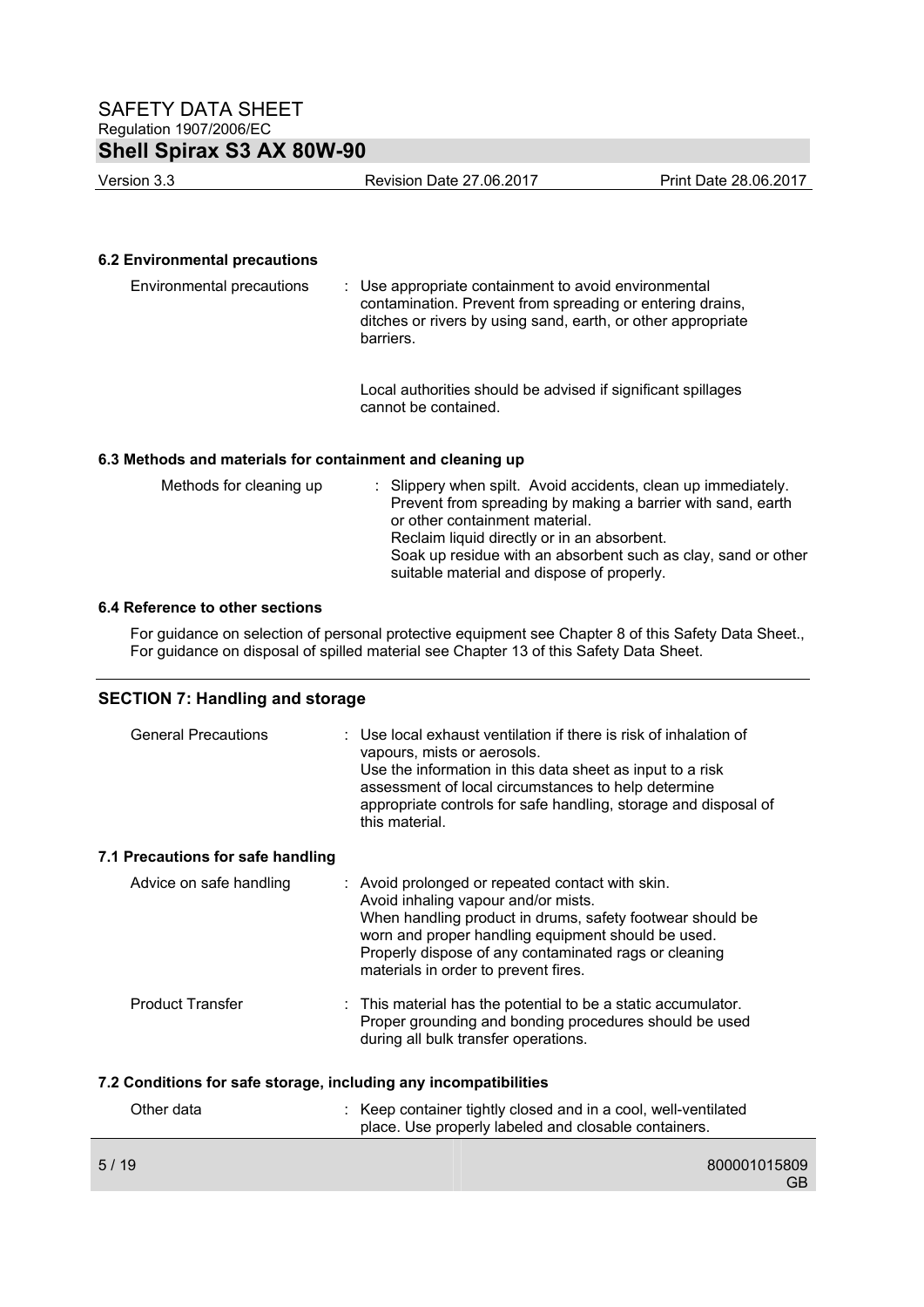### 6.2 Environmental precautions

| | |
|---|---|
| Environmental precautions | : Use appropriate containment to avoid environmental contamination. Prevent from spreading or entering drains, ditches or rivers by using sand, earth, or other appropriate barriers.<br><br>Local authorities should be advised if significant spillages cannot be contained. |

### 6.3 Methods and materials for containment and cleaning up

| | |
|---|---|
| Methods for cleaning up | : Slippery when spilt. Avoid accidents, clean up immediately. Prevent from spreading by making a barrier with sand, earth or other containment material.<br>Reclaim liquid directly or in an absorbent.<br>Soak up residue with an absorbent such as clay, sand or other suitable material and dispose of properly. |

### 6.4 Reference to other sections

For guidance on selection of personal protective equipment see Chapter 8 of this Safety Data Sheet., For guidance on disposal of spilled material see Chapter 13 of this Safety Data Sheet.

## SECTION 7: Handling and storage

| | |
|---|---|
| General Precautions | : Use local exhaust ventilation if there is risk of inhalation of vapours, mists or aerosols.<br>Use the information in this data sheet as input to a risk assessment of local circumstances to help determine appropriate controls for safe handling, storage and disposal of this material. |

### 7.1 Precautions for safe handling

| | |
|---|---|
| Advice on safe handling | : Avoid prolonged or repeated contact with skin.<br>Avoid inhaling vapour and/or mists.<br>When handling product in drums, safety footwear should be worn and proper handling equipment should be used.<br>Properly dispose of any contaminated rags or cleaning materials in order to prevent fires. |
| Product Transfer | : This material has the potential to be a static accumulator. Proper grounding and bonding procedures should be used during all bulk transfer operations. |

### 7.2 Conditions for safe storage, including any incompatibilities

| | |
|---|---|
| Other data | : Keep container tightly closed and in a cool, well-ventilated place. Use properly labeled and closable containers. |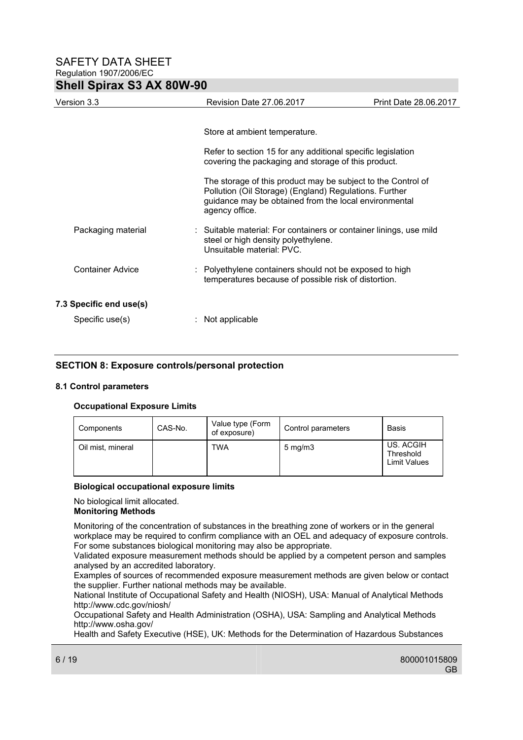Store at ambient temperature.

Refer to section 15 for any additional specific legislation covering the packaging and storage of this product.

The storage of this product may be subject to the Control of Pollution (Oil Storage) (England) Regulations. Further guidance may be obtained from the local environmental agency office.

Packaging material : Suitable material: For containers or container linings, use mild steel or high density polyethylene.
Unsuitable material: PVC.

Container Advice : Polyethylene containers should not be exposed to high temperatures because of possible risk of distortion.

### 7.3 Specific end use(s)

Specific use(s) : Not applicable

## SECTION 8: Exposure controls/personal protection

### 8.1 Control parameters

**Occupational Exposure Limits**

| Components | CAS-No. | Value type (Form of exposure) | Control parameters | Basis |
|---|---|---|---|---|
| Oil mist, mineral | | TWA | 5 mg/m3 | US. ACGIH Threshold Limit Values |

**Biological occupational exposure limits**

No biological limit allocated.

**Monitoring Methods**

Monitoring of the concentration of substances in the breathing zone of workers or in the general workplace may be required to confirm compliance with an OEL and adequacy of exposure controls. For some substances biological monitoring may also be appropriate.
Validated exposure measurement methods should be applied by a competent person and samples analysed by an accredited laboratory.
Examples of sources of recommended exposure measurement methods are given below or contact the supplier. Further national methods may be available.
National Institute of Occupational Safety and Health (NIOSH), USA: Manual of Analytical Methods http://www.cdc.gov/niosh/
Occupational Safety and Health Administration (OSHA), USA: Sampling and Analytical Methods http://www.osha.gov/
Health and Safety Executive (HSE), UK: Methods for the Determination of Hazardous Substances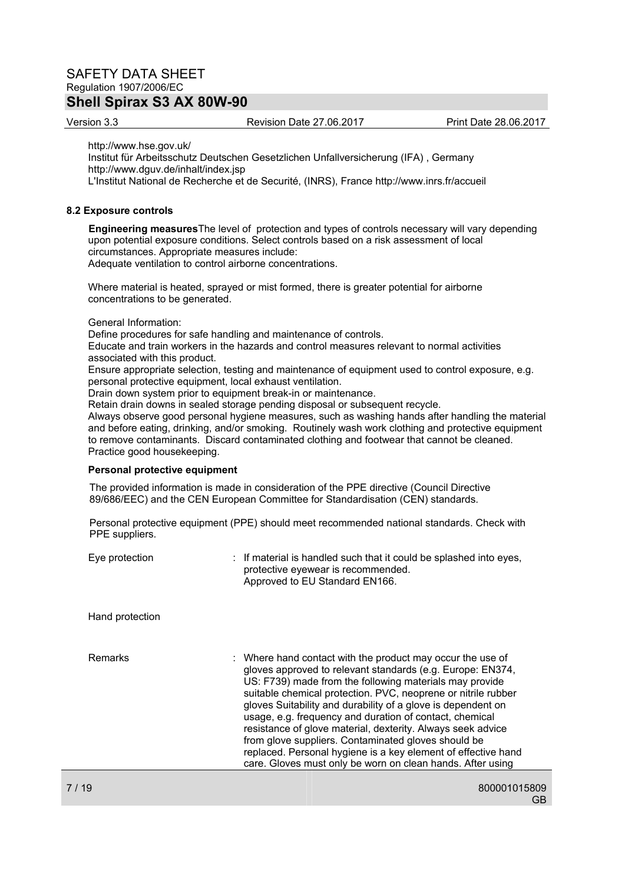http://www.hse.gov.uk/
Institut für Arbeitsschutz Deutschen Gesetzlichen Unfallversicherung (IFA) , Germany
http://www.dguv.de/inhalt/index.jsp
L'Institut National de Recherche et de Securité, (INRS), France http://www.inrs.fr/accueil

**8.2 Exposure controls**

**Engineering measures** The level of protection and types of controls necessary will vary depending upon potential exposure conditions. Select controls based on a risk assessment of local circumstances. Appropriate measures include:
Adequate ventilation to control airborne concentrations.

Where material is heated, sprayed or mist formed, there is greater potential for airborne concentrations to be generated.

General Information:
Define procedures for safe handling and maintenance of controls.
Educate and train workers in the hazards and control measures relevant to normal activities associated with this product.
Ensure appropriate selection, testing and maintenance of equipment used to control exposure, e.g. personal protective equipment, local exhaust ventilation.
Drain down system prior to equipment break-in or maintenance.
Retain drain downs in sealed storage pending disposal or subsequent recycle.
Always observe good personal hygiene measures, such as washing hands after handling the material and before eating, drinking, and/or smoking. Routinely wash work clothing and protective equipment to remove contaminants. Discard contaminated clothing and footwear that cannot be cleaned. Practice good housekeeping.

**Personal protective equipment**

The provided information is made in consideration of the PPE directive (Council Directive 89/686/EEC) and the CEN European Committee for Standardisation (CEN) standards.

Personal protective equipment (PPE) should meet recommended national standards. Check with PPE suppliers.

Eye protection : If material is handled such that it could be splashed into eyes, protective eyewear is recommended.
Approved to EU Standard EN166.

Hand protection

Remarks : Where hand contact with the product may occur the use of gloves approved to relevant standards (e.g. Europe: EN374, US: F739) made from the following materials may provide suitable chemical protection. PVC, neoprene or nitrile rubber gloves Suitability and durability of a glove is dependent on usage, e.g. frequency and duration of contact, chemical resistance of glove material, dexterity. Always seek advice from glove suppliers. Contaminated gloves should be replaced. Personal hygiene is a key element of effective hand care. Gloves must only be worn on clean hands. After using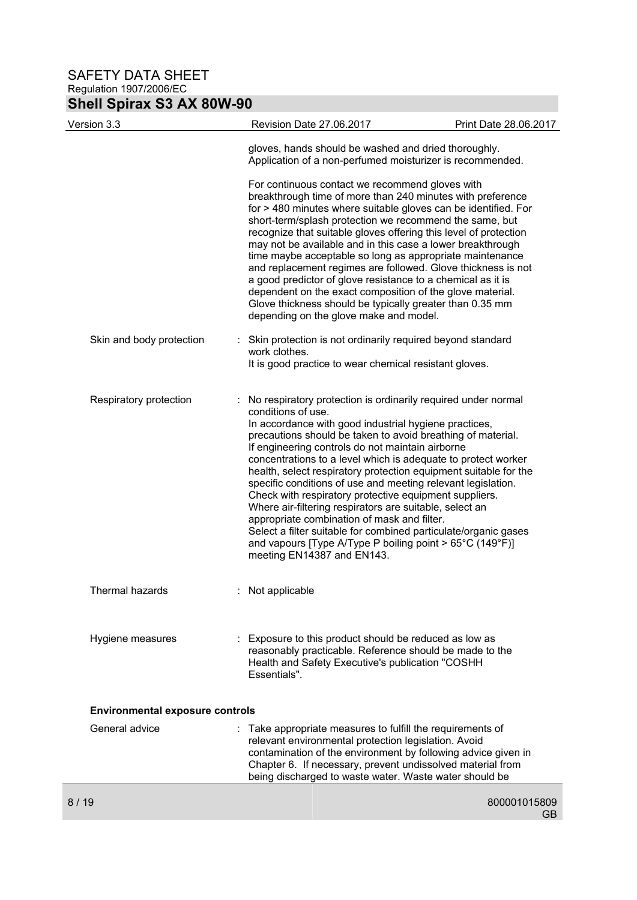gloves, hands should be washed and dried thoroughly. Application of a non-perfumed moisturizer is recommended.

For continuous contact we recommend gloves with breakthrough time of more than 240 minutes with preference for > 480 minutes where suitable gloves can be identified. For short-term/splash protection we recommend the same, but recognize that suitable gloves offering this level of protection may not be available and in this case a lower breakthrough time maybe acceptable so long as appropriate maintenance and replacement regimes are followed. Glove thickness is not a good predictor of glove resistance to a chemical as it is dependent on the exact composition of the glove material. Glove thickness should be typically greater than 0.35 mm depending on the glove make and model.

Skin and body protection : Skin protection is not ordinarily required beyond standard work clothes.
It is good practice to wear chemical resistant gloves.

Respiratory protection : No respiratory protection is ordinarily required under normal conditions of use.
In accordance with good industrial hygiene practices, precautions should be taken to avoid breathing of material.
If engineering controls do not maintain airborne concentrations to a level which is adequate to protect worker health, select respiratory protection equipment suitable for the specific conditions of use and meeting relevant legislation.
Check with respiratory protective equipment suppliers.
Where air-filtering respirators are suitable, select an appropriate combination of mask and filter.
Select a filter suitable for combined particulate/organic gases and vapours [Type A/Type P boiling point > 65°C (149°F)] meeting EN14387 and EN143.

Thermal hazards : Not applicable

Hygiene measures : Exposure to this product should be reduced as low as reasonably practicable. Reference should be made to the Health and Safety Executive's publication "COSHH Essentials".

**Environmental exposure controls**

General advice : Take appropriate measures to fulfill the requirements of relevant environmental protection legislation. Avoid contamination of the environment by following advice given in Chapter 6. If necessary, prevent undissolved material from being discharged to waste water. Waste water should be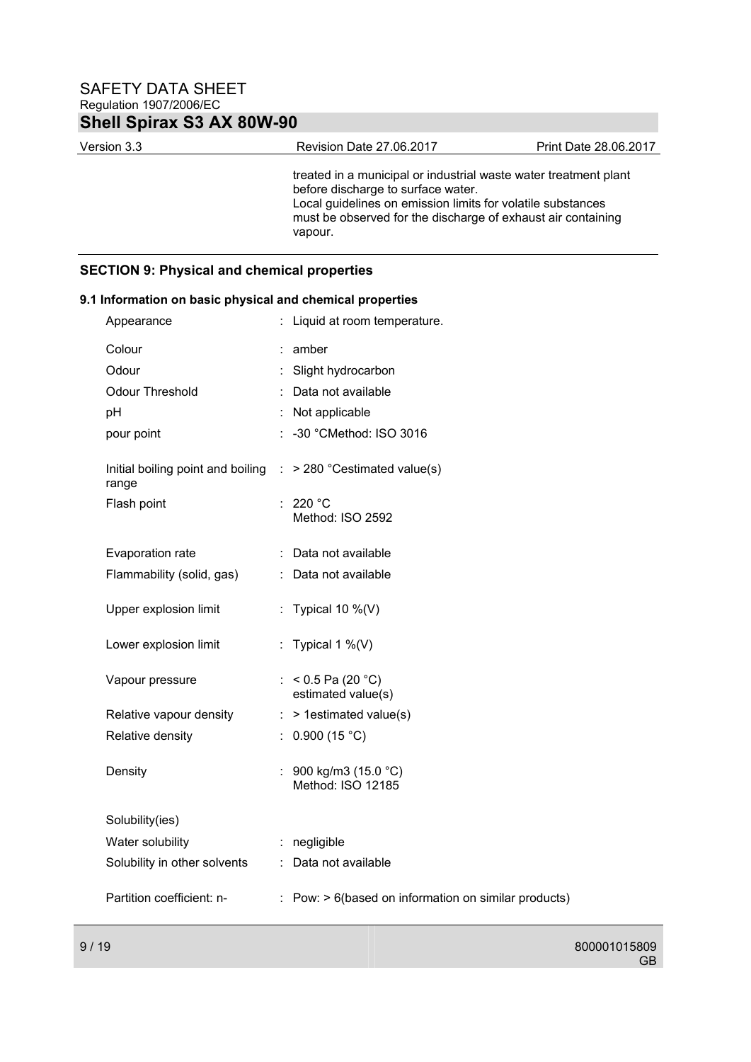treated in a municipal or industrial waste water treatment plant before discharge to surface water.
Local guidelines on emission limits for volatile substances must be observed for the discharge of exhaust air containing vapour.

## SECTION 9: Physical and chemical properties

### 9.1 Information on basic physical and chemical properties

| | | |
|---|---|---|
| Appearance | : | Liquid at room temperature. |
| Colour | : | amber |
| Odour | : | Slight hydrocarbon |
| Odour Threshold | : | Data not available |
| pH | : | Not applicable |
| pour point | : | -30 °CMethod: ISO 3016 |
| Initial boiling point and boiling range | : | > 280 °Cestimated value(s) |
| Flash point | : | 220 °C<br>Method: ISO 2592 |
| Evaporation rate | : | Data not available |
| Flammability (solid, gas) | : | Data not available |
| Upper explosion limit | : | Typical 10 %(V) |
| Lower explosion limit | : | Typical 1 %(V) |
| Vapour pressure | : | < 0.5 Pa (20 °C)<br>estimated value(s) |
| Relative vapour density | : | > 1estimated value(s) |
| Relative density | : | 0.900 (15 °C) |
| Density | : | 900 kg/m3 (15.0 °C)<br>Method: ISO 12185 |
| Solubility(ies) | | |
| Water solubility | : | negligible |
| Solubility in other solvents | : | Data not available |
| Partition coefficient: n- | : | Pow: > 6(based on information on similar products) |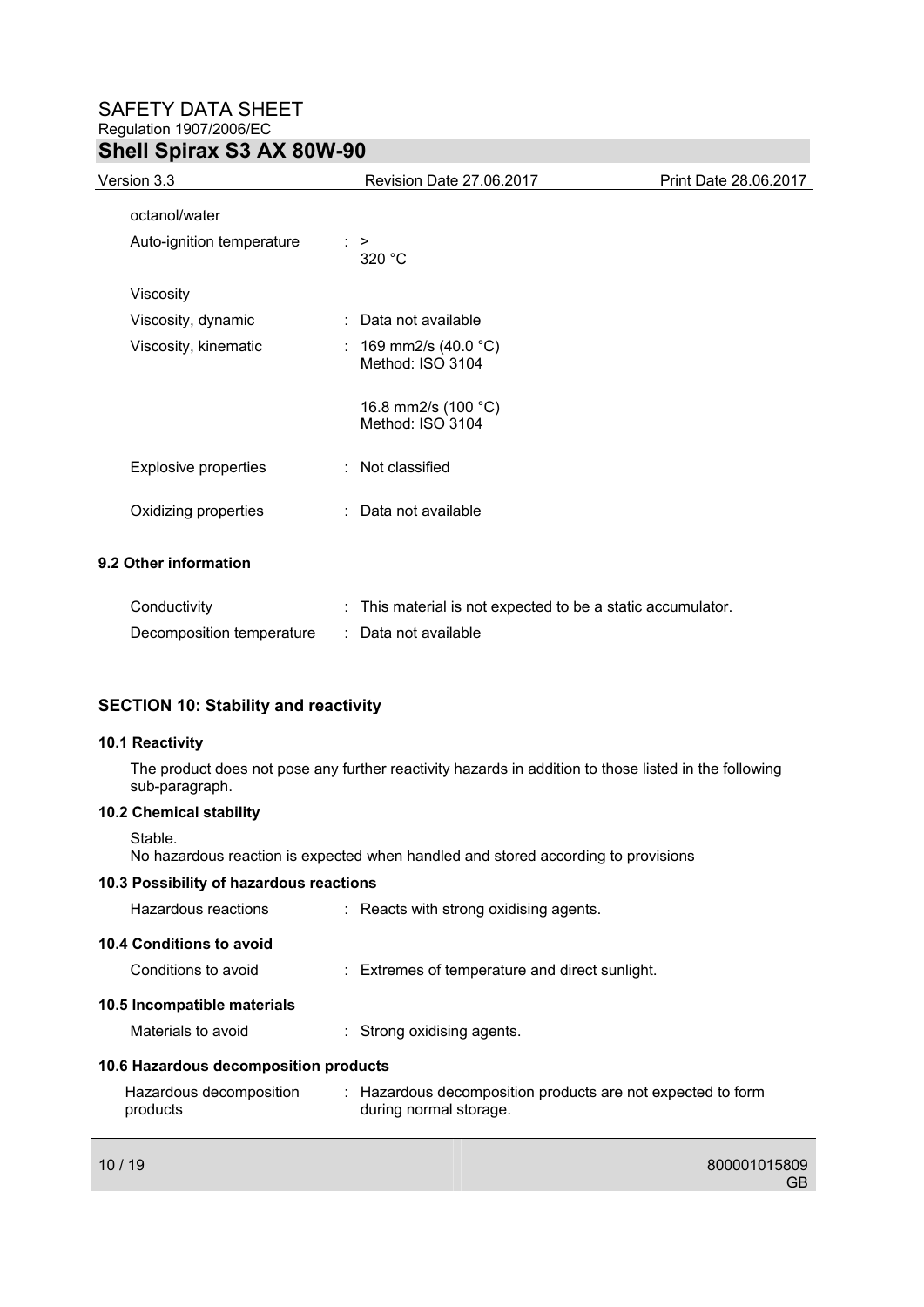| | | |
|---|---|---|
| octanol/water | | |
| Auto-ignition temperature | : | > 320 °C |
| Viscosity | | |
| Viscosity, dynamic | : | Data not available |
| Viscosity, kinematic | : | 169 mm2/s (40.0 °C)<br>Method: ISO 3104<br><br>16.8 mm2/s (100 °C)<br>Method: ISO 3104 |
| Explosive properties | : | Not classified |
| Oxidizing properties | : | Data not available |

### 9.2 Other information

| | | |
|---|---|---|
| Conductivity | : | This material is not expected to be a static accumulator. |
| Decomposition temperature | : | Data not available |

## SECTION 10: Stability and reactivity

### 10.1 Reactivity

The product does not pose any further reactivity hazards in addition to those listed in the following sub-paragraph.

### 10.2 Chemical stability

Stable.
No hazardous reaction is expected when handled and stored according to provisions

### 10.3 Possibility of hazardous reactions

Hazardous reactions : Reacts with strong oxidising agents.

### 10.4 Conditions to avoid

Conditions to avoid : Extremes of temperature and direct sunlight.

### 10.5 Incompatible materials

Materials to avoid : Strong oxidising agents.

### 10.6 Hazardous decomposition products

Hazardous decomposition products : Hazardous decomposition products are not expected to form during normal storage.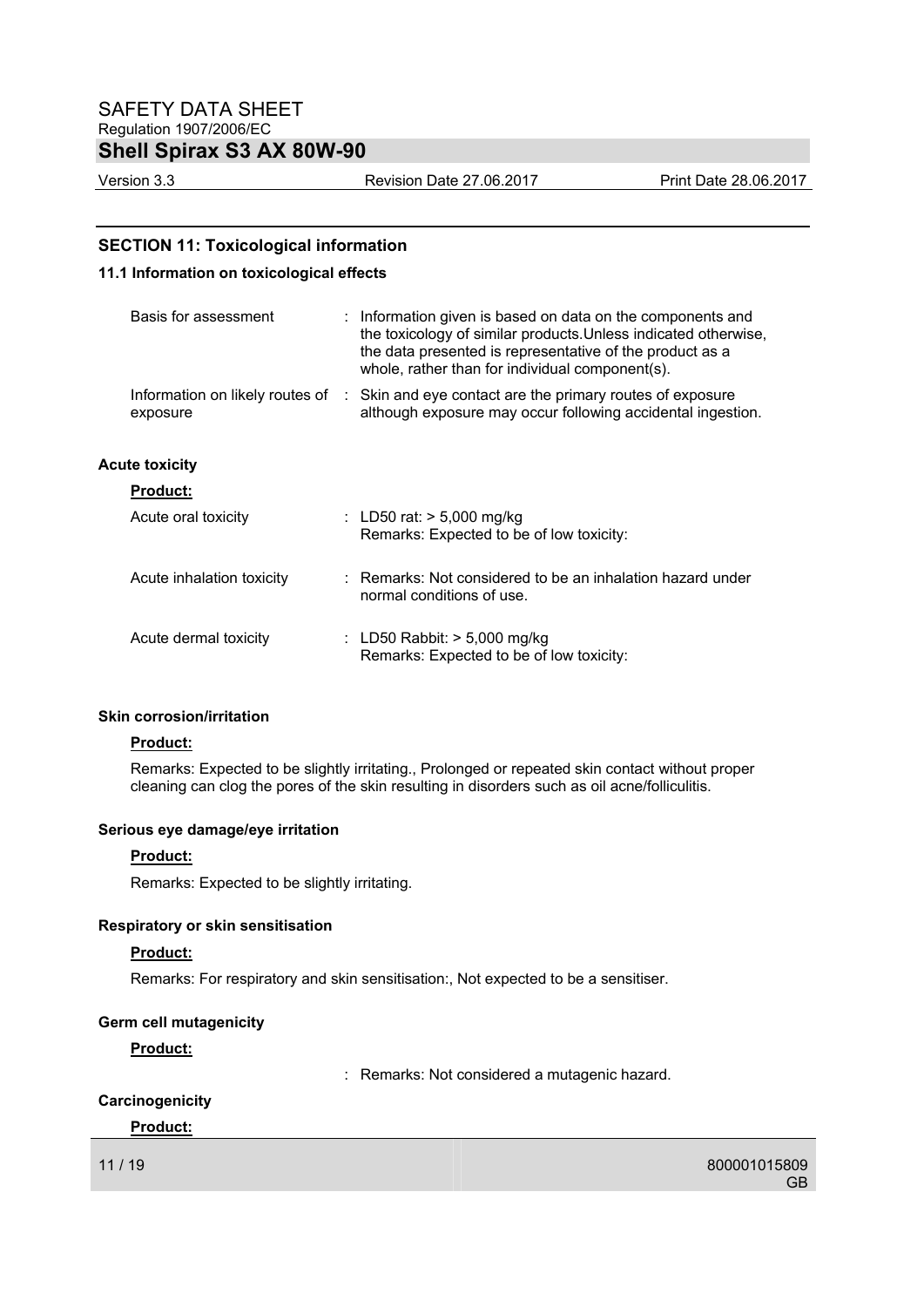## SECTION 11: Toxicological information

### 11.1 Information on toxicological effects

| | |
|---|---|
| Basis for assessment | : Information given is based on data on the components and the toxicology of similar products.Unless indicated otherwise, the data presented is representative of the product as a whole, rather than for individual component(s). |
| Information on likely routes of exposure | : Skin and eye contact are the primary routes of exposure although exposure may occur following accidental ingestion. |

**Acute toxicity**

**Product:**

| | |
|---|---|
| Acute oral toxicity | : LD50 rat: > 5,000 mg/kg<br>Remarks: Expected to be of low toxicity: |
| Acute inhalation toxicity | : Remarks: Not considered to be an inhalation hazard under normal conditions of use. |
| Acute dermal toxicity | : LD50 Rabbit: > 5,000 mg/kg<br>Remarks: Expected to be of low toxicity: |

**Skin corrosion/irritation**

**Product:**

Remarks: Expected to be slightly irritating., Prolonged or repeated skin contact without proper cleaning can clog the pores of the skin resulting in disorders such as oil acne/folliculitis.

**Serious eye damage/eye irritation**

**Product:**

Remarks: Expected to be slightly irritating.

**Respiratory or skin sensitisation**

**Product:**

Remarks: For respiratory and skin sensitisation:, Not expected to be a sensitiser.

**Germ cell mutagenicity**

**Product:**

: Remarks: Not considered a mutagenic hazard.

**Carcinogenicity**

**Product:**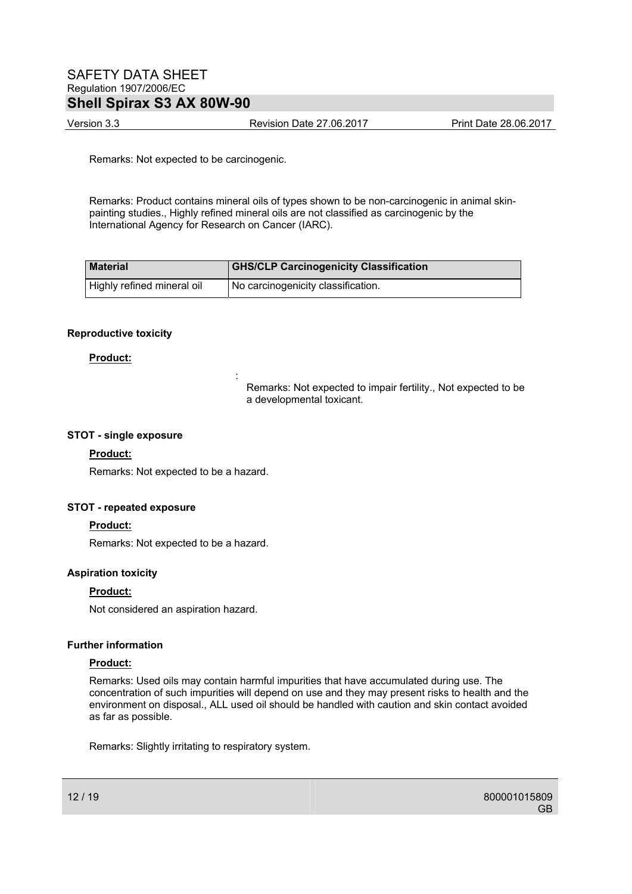Remarks: Not expected to be carcinogenic.

Remarks: Product contains mineral oils of types shown to be non-carcinogenic in animal skin-painting studies., Highly refined mineral oils are not classified as carcinogenic by the International Agency for Research on Cancer (IARC).

| **Material** | **GHS/CLP Carcinogenicity Classification** |
|---|---|
| Highly refined mineral oil | No carcinogenicity classification. |

**Reproductive toxicity**

**Product:**

: Remarks: Not expected to impair fertility., Not expected to be a developmental toxicant.

**STOT - single exposure**

**Product:**

Remarks: Not expected to be a hazard.

**STOT - repeated exposure**

**Product:**

Remarks: Not expected to be a hazard.

**Aspiration toxicity**

**Product:**

Not considered an aspiration hazard.

**Further information**

**Product:**

Remarks: Used oils may contain harmful impurities that have accumulated during use. The concentration of such impurities will depend on use and they may present risks to health and the environment on disposal., ALL used oil should be handled with caution and skin contact avoided as far as possible.

Remarks: Slightly irritating to respiratory system.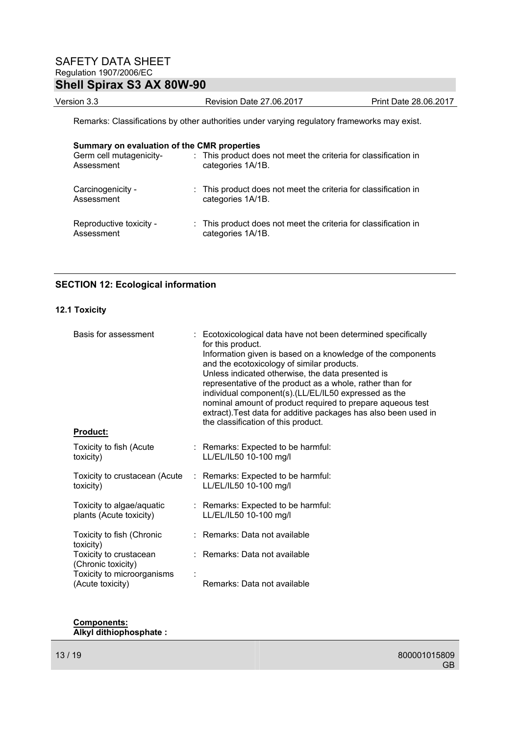Remarks: Classifications by other authorities under varying regulatory frameworks may exist.

**Summary on evaluation of the CMR properties**

| | |
|---|---|
| Germ cell mutagenicity-Assessment | : This product does not meet the criteria for classification in categories 1A/1B. |
| Carcinogenicity - Assessment | : This product does not meet the criteria for classification in categories 1A/1B. |
| Reproductive toxicity - Assessment | : This product does not meet the criteria for classification in categories 1A/1B. |

## SECTION 12: Ecological information

### 12.1 Toxicity

| | |
|---|---|
| Basis for assessment | : Ecotoxicological data have not been determined specifically for this product. Information given is based on a knowledge of the components and the ecotoxicology of similar products. Unless indicated otherwise, the data presented is representative of the product as a whole, rather than for individual component(s).(LL/EL/IL50 expressed as the nominal amount of product required to prepare aqueous test extract).Test data for additive packages has also been used in the classification of this product. |

**Product:**

| | |
|---|---|
| Toxicity to fish (Acute toxicity) | : Remarks: Expected to be harmful: LL/EL/IL50 10-100 mg/l |
| Toxicity to crustacean (Acute toxicity) | : Remarks: Expected to be harmful: LL/EL/IL50 10-100 mg/l |
| Toxicity to algae/aquatic plants (Acute toxicity) | : Remarks: Expected to be harmful: LL/EL/IL50 10-100 mg/l |
| Toxicity to fish (Chronic toxicity) | : Remarks: Data not available |
| Toxicity to crustacean (Chronic toxicity) | : Remarks: Data not available |
| Toxicity to microorganisms (Acute toxicity) | : Remarks: Data not available |

**Components:**

**Alkyl dithiophosphate :**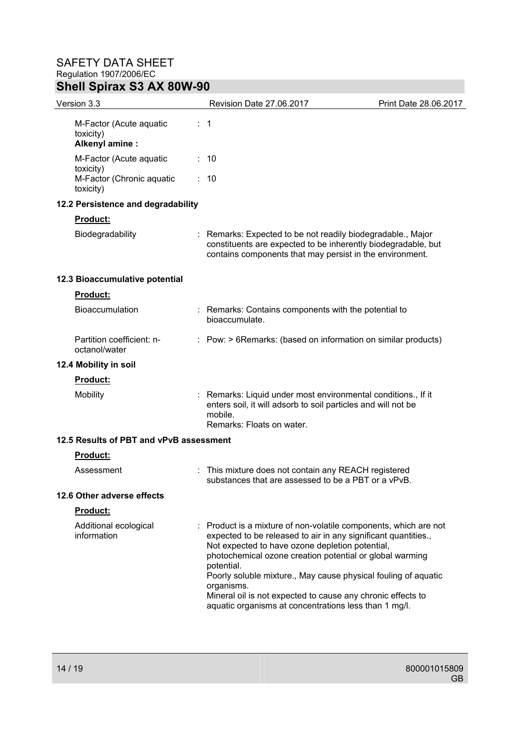M-Factor (Acute aquatic toxicity) : 1

**Alkenyl amine :**

M-Factor (Acute aquatic toxicity) : 10

M-Factor (Chronic aquatic toxicity) : 10

### 12.2 Persistence and degradability

**Product:**

Biodegradability : Remarks: Expected to be not readily biodegradable., Major constituents are expected to be inherently biodegradable, but contains components that may persist in the environment.

### 12.3 Bioaccumulative potential

**Product:**

Bioaccumulation : Remarks: Contains components with the potential to bioaccumulate.

Partition coefficient: n-octanol/water : Pow: > 6Remarks: (based on information on similar products)

### 12.4 Mobility in soil

**Product:**

Mobility : Remarks: Liquid under most environmental conditions., If it enters soil, it will adsorb to soil particles and will not be mobile.
Remarks: Floats on water.

### 12.5 Results of PBT and vPvB assessment

**Product:**

Assessment : This mixture does not contain any REACH registered substances that are assessed to be a PBT or a vPvB.

### 12.6 Other adverse effects

**Product:**

Additional ecological information : Product is a mixture of non-volatile components, which are not expected to be released to air in any significant quantities., Not expected to have ozone depletion potential, photochemical ozone creation potential or global warming potential.
Poorly soluble mixture., May cause physical fouling of aquatic organisms.
Mineral oil is not expected to cause any chronic effects to aquatic organisms at concentrations less than 1 mg/l.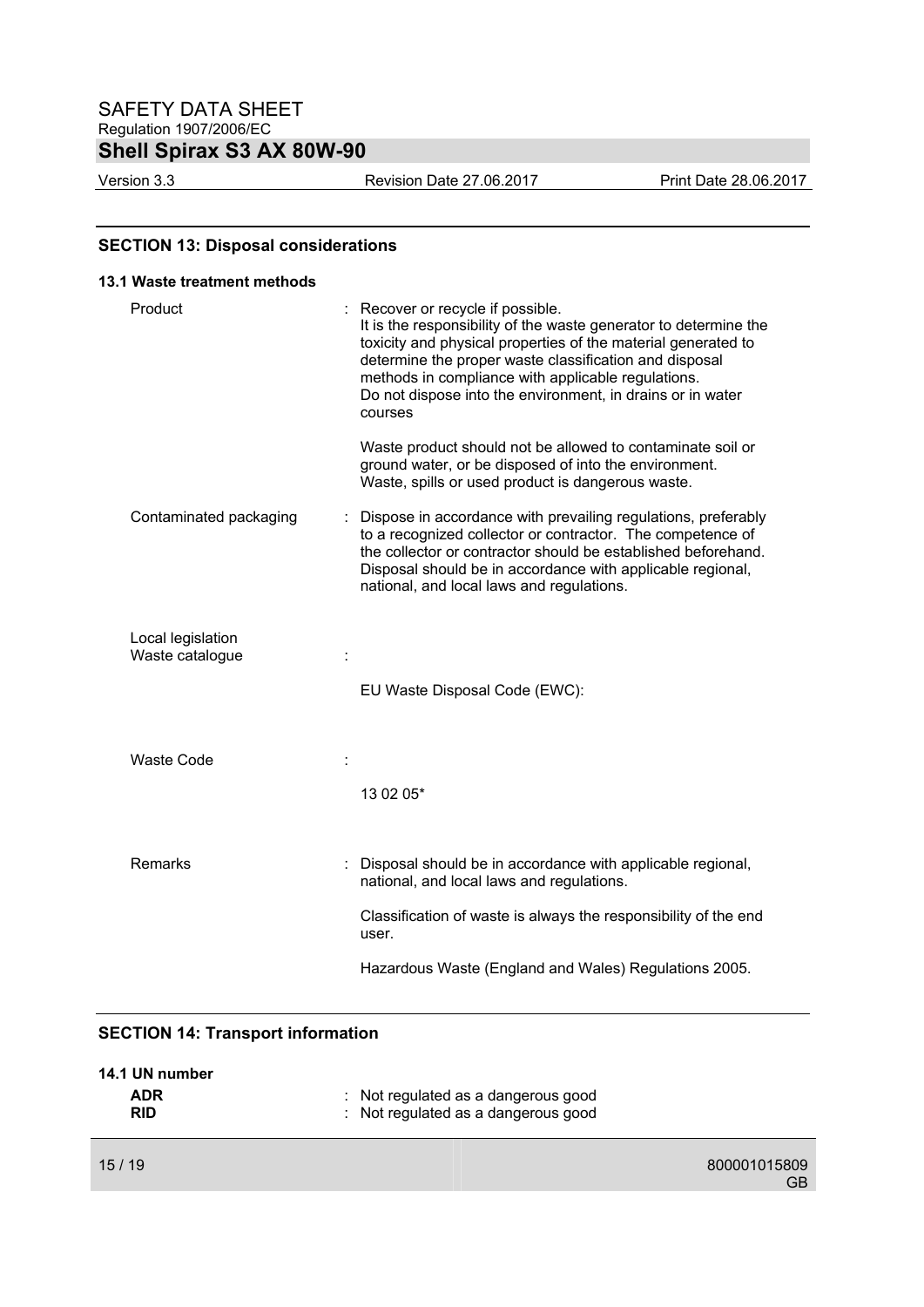## SECTION 13: Disposal considerations

### 13.1 Waste treatment methods

| | |
|---|---|
| Product | : Recover or recycle if possible. It is the responsibility of the waste generator to determine the toxicity and physical properties of the material generated to determine the proper waste classification and disposal methods in compliance with applicable regulations. Do not dispose into the environment, in drains or in water courses<br><br>Waste product should not be allowed to contaminate soil or ground water, or be disposed of into the environment. Waste, spills or used product is dangerous waste. |
| Contaminated packaging | : Dispose in accordance with prevailing regulations, preferably to a recognized collector or contractor. The competence of the collector or contractor should be established beforehand. Disposal should be in accordance with applicable regional, national, and local laws and regulations. |
| Local legislation<br>Waste catalogue | :<br><br>EU Waste Disposal Code (EWC): |
| Waste Code | :<br><br>13 02 05* |
| Remarks | : Disposal should be in accordance with applicable regional, national, and local laws and regulations.<br><br>Classification of waste is always the responsibility of the end user.<br><br>Hazardous Waste (England and Wales) Regulations 2005. |

## SECTION 14: Transport information

### 14.1 UN number

| | |
|---|---|
| **ADR** | : Not regulated as a dangerous good |
| **RID** | : Not regulated as a dangerous good |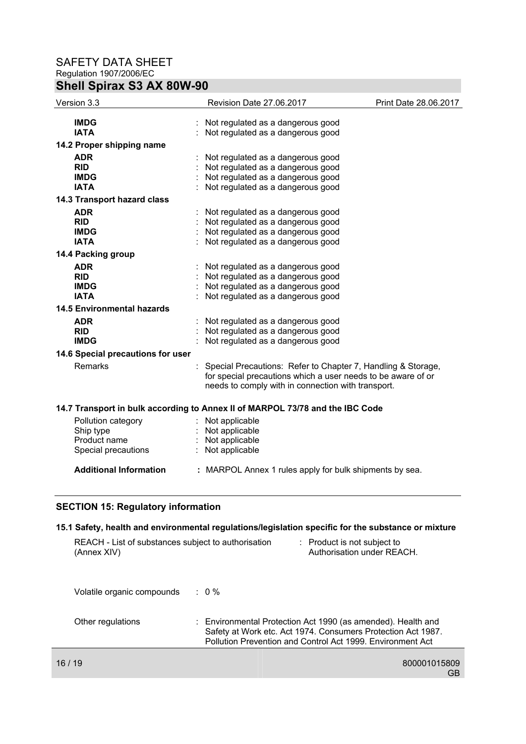| | | |
|---|---|---|
| **IMDG** | : | Not regulated as a dangerous good |
| **IATA** | : | Not regulated as a dangerous good |

**14.2 Proper shipping name**

| | | |
|---|---|---|
| **ADR** | : | Not regulated as a dangerous good |
| **RID** | : | Not regulated as a dangerous good |
| **IMDG** | : | Not regulated as a dangerous good |
| **IATA** | : | Not regulated as a dangerous good |

**14.3 Transport hazard class**

| | | |
|---|---|---|
| **ADR** | : | Not regulated as a dangerous good |
| **RID** | : | Not regulated as a dangerous good |
| **IMDG** | : | Not regulated as a dangerous good |
| **IATA** | : | Not regulated as a dangerous good |

**14.4 Packing group**

| | | |
|---|---|---|
| **ADR** | : | Not regulated as a dangerous good |
| **RID** | : | Not regulated as a dangerous good |
| **IMDG** | : | Not regulated as a dangerous good |
| **IATA** | : | Not regulated as a dangerous good |

**14.5 Environmental hazards**

| | | |
|---|---|---|
| **ADR** | : | Not regulated as a dangerous good |
| **RID** | : | Not regulated as a dangerous good |
| **IMDG** | : | Not regulated as a dangerous good |

**14.6 Special precautions for user**

Remarks : Special Precautions: Refer to Chapter 7, Handling & Storage, for special precautions which a user needs to be aware of or needs to comply with in connection with transport.

**14.7 Transport in bulk according to Annex II of MARPOL 73/78 and the IBC Code**

| | | |
|---|---|---|
| Pollution category | : | Not applicable |
| Ship type | : | Not applicable |
| Product name | : | Not applicable |
| Special precautions | : | Not applicable |

**Additional Information** **:** MARPOL Annex 1 rules apply for bulk shipments by sea.

## SECTION 15: Regulatory information

**15.1 Safety, health and environmental regulations/legislation specific for the substance or mixture**

REACH - List of substances subject to authorisation (Annex XIV) : Product is not subject to Authorisation under REACH.

Volatile organic compounds : 0 %

Other regulations : Environmental Protection Act 1990 (as amended). Health and Safety at Work etc. Act 1974. Consumers Protection Act 1987. Pollution Prevention and Control Act 1999. Environment Act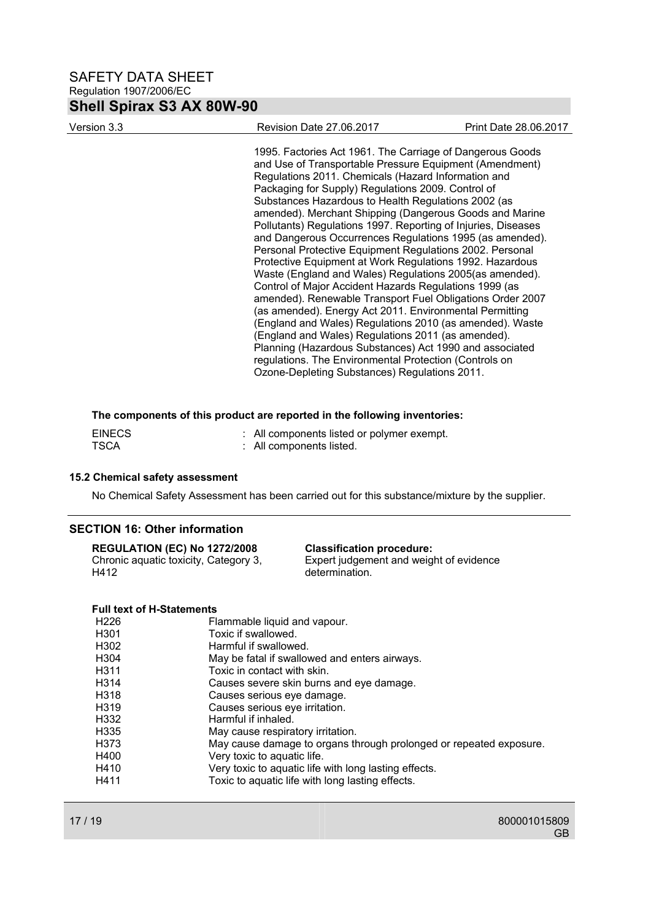1995. Factories Act 1961. The Carriage of Dangerous Goods and Use of Transportable Pressure Equipment (Amendment) Regulations 2011. Chemicals (Hazard Information and Packaging for Supply) Regulations 2009. Control of Substances Hazardous to Health Regulations 2002 (as amended). Merchant Shipping (Dangerous Goods and Marine Pollutants) Regulations 1997. Reporting of Injuries, Diseases and Dangerous Occurrences Regulations 1995 (as amended). Personal Protective Equipment Regulations 2002. Personal Protective Equipment at Work Regulations 1992. Hazardous Waste (England and Wales) Regulations 2005(as amended). Control of Major Accident Hazards Regulations 1999 (as amended). Renewable Transport Fuel Obligations Order 2007 (as amended). Energy Act 2011. Environmental Permitting (England and Wales) Regulations 2010 (as amended). Waste (England and Wales) Regulations 2011 (as amended). Planning (Hazardous Substances) Act 1990 and associated regulations. The Environmental Protection (Controls on Ozone-Depleting Substances) Regulations 2011.

**The components of this product are reported in the following inventories:**

| | |
|---|---|
| EINECS | : All components listed or polymer exempt. |
| TSCA | : All components listed. |

### 15.2 Chemical safety assessment

No Chemical Safety Assessment has been carried out for this substance/mixture by the supplier.

## SECTION 16: Other information

| **REGULATION (EC) No 1272/2008** | **Classification procedure:** |
|---|---|
| Chronic aquatic toxicity, Category 3, H412 | Expert judgement and weight of evidence determination. |

**Full text of H-Statements**

| | |
|---|---|
| H226 | Flammable liquid and vapour. |
| H301 | Toxic if swallowed. |
| H302 | Harmful if swallowed. |
| H304 | May be fatal if swallowed and enters airways. |
| H311 | Toxic in contact with skin. |
| H314 | Causes severe skin burns and eye damage. |
| H318 | Causes serious eye damage. |
| H319 | Causes serious eye irritation. |
| H332 | Harmful if inhaled. |
| H335 | May cause respiratory irritation. |
| H373 | May cause damage to organs through prolonged or repeated exposure. |
| H400 | Very toxic to aquatic life. |
| H410 | Very toxic to aquatic life with long lasting effects. |
| H411 | Toxic to aquatic life with long lasting effects. |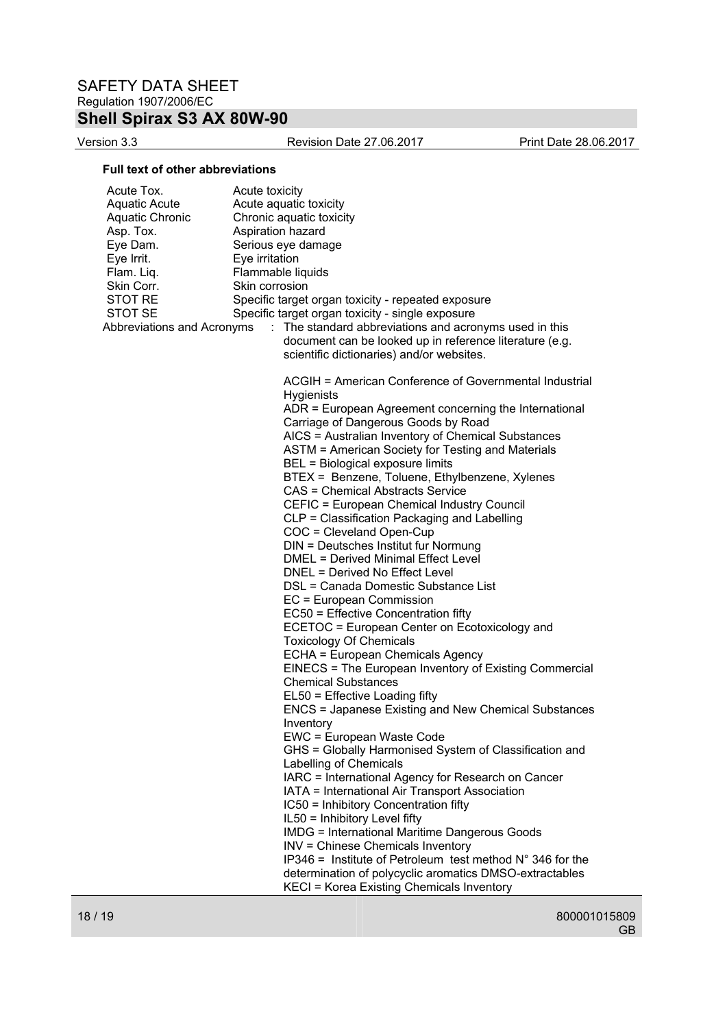**Full text of other abbreviations**

| | |
|---|---|
| Acute Tox. | Acute toxicity |
| Aquatic Acute | Acute aquatic toxicity |
| Aquatic Chronic | Chronic aquatic toxicity |
| Asp. Tox. | Aspiration hazard |
| Eye Dam. | Serious eye damage |
| Eye Irrit. | Eye irritation |
| Flam. Liq. | Flammable liquids |
| Skin Corr. | Skin corrosion |
| STOT RE | Specific target organ toxicity - repeated exposure |
| STOT SE | Specific target organ toxicity - single exposure |

Abbreviations and Acronyms : The standard abbreviations and acronyms used in this document can be looked up in reference literature (e.g. scientific dictionaries) and/or websites.

ACGIH = American Conference of Governmental Industrial Hygienists
ADR = European Agreement concerning the International Carriage of Dangerous Goods by Road
AICS = Australian Inventory of Chemical Substances
ASTM = American Society for Testing and Materials
BEL = Biological exposure limits
BTEX = Benzene, Toluene, Ethylbenzene, Xylenes
CAS = Chemical Abstracts Service
CEFIC = European Chemical Industry Council
CLP = Classification Packaging and Labelling
COC = Cleveland Open-Cup
DIN = Deutsches Institut fur Normung
DMEL = Derived Minimal Effect Level
DNEL = Derived No Effect Level
DSL = Canada Domestic Substance List
EC = European Commission
EC50 = Effective Concentration fifty
ECETOC = European Center on Ecotoxicology and Toxicology Of Chemicals
ECHA = European Chemicals Agency
EINECS = The European Inventory of Existing Commercial Chemical Substances
EL50 = Effective Loading fifty
ENCS = Japanese Existing and New Chemical Substances Inventory
EWC = European Waste Code
GHS = Globally Harmonised System of Classification and Labelling of Chemicals
IARC = International Agency for Research on Cancer
IATA = International Air Transport Association
IC50 = Inhibitory Concentration fifty
IL50 = Inhibitory Level fifty
IMDG = International Maritime Dangerous Goods
INV = Chinese Chemicals Inventory
IP346 = Institute of Petroleum test method N° 346 for the determination of polycyclic aromatics DMSO-extractables
KECI = Korea Existing Chemicals Inventory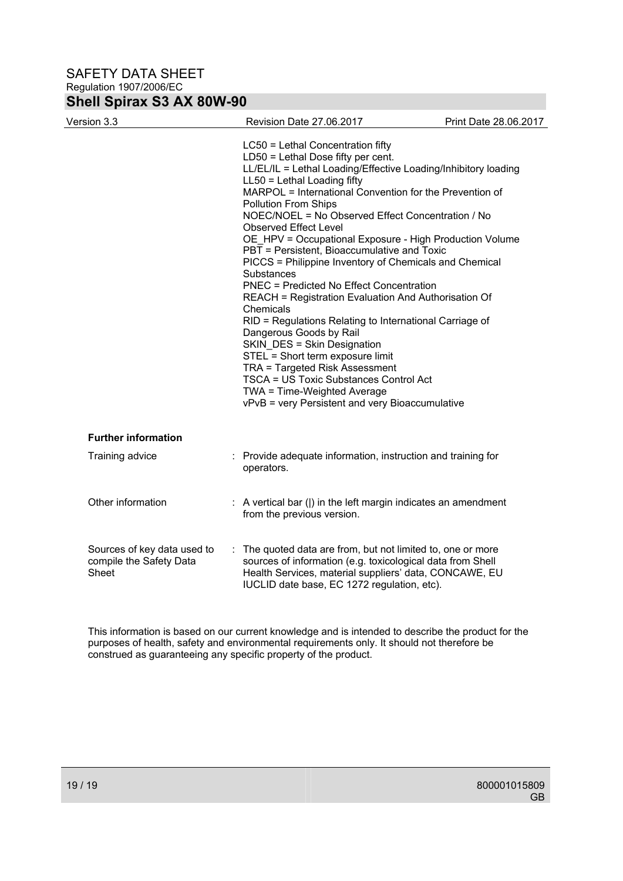LC50 = Lethal Concentration fifty
LD50 = Lethal Dose fifty per cent.
LL/EL/IL = Lethal Loading/Effective Loading/Inhibitory loading
LL50 = Lethal Loading fifty
MARPOL = International Convention for the Prevention of Pollution From Ships
NOEC/NOEL = No Observed Effect Concentration / No Observed Effect Level
OE_HPV = Occupational Exposure - High Production Volume
PBT = Persistent, Bioaccumulative and Toxic
PICCS = Philippine Inventory of Chemicals and Chemical Substances
PNEC = Predicted No Effect Concentration
REACH = Registration Evaluation And Authorisation Of Chemicals
RID = Regulations Relating to International Carriage of Dangerous Goods by Rail
SKIN_DES = Skin Designation
STEL = Short term exposure limit
TRA = Targeted Risk Assessment
TSCA = US Toxic Substances Control Act
TWA = Time-Weighted Average
vPvB = very Persistent and very Bioaccumulative

**Further information**

Training advice : Provide adequate information, instruction and training for operators.

Other information : A vertical bar (|) in the left margin indicates an amendment from the previous version.

Sources of key data used to compile the Safety Data Sheet : The quoted data are from, but not limited to, one or more sources of information (e.g. toxicological data from Shell Health Services, material suppliers' data, CONCAWE, EU IUCLID date base, EC 1272 regulation, etc).

This information is based on our current knowledge and is intended to describe the product for the purposes of health, safety and environmental requirements only. It should not therefore be construed as guaranteeing any specific property of the product.